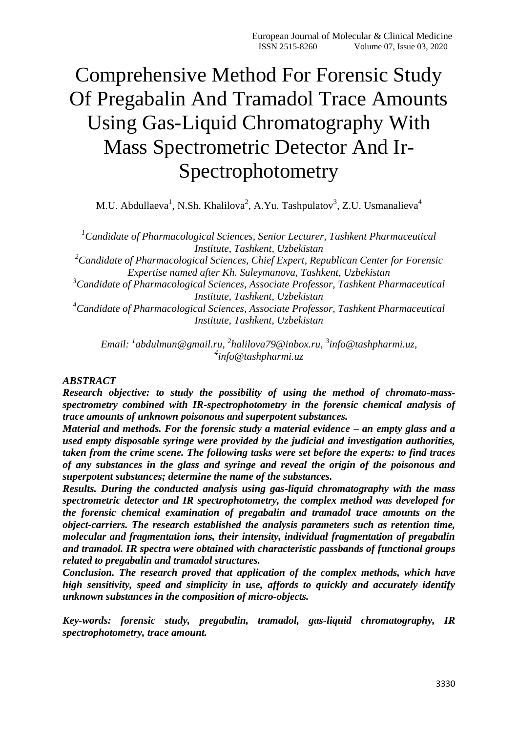# Comprehensive Method For Forensic Study Of Pregabalin And Tramadol Trace Amounts Using Gas-Liquid Chromatography With Mass Spectrometric Detector And Ir-Spectrophotometry

M.U. Abdullaeva[1], N.Sh. Khalilova[2], A.Yu. Tashpulatov[3], Z.U. Usmanalieva[4]

*[1]Candidate of Pharmacological Sciences, Senior Lecturer, Tashkent Pharmaceutical Institute, Tashkent, Uzbekistan*
*[2]Candidate of Pharmacological Sciences, Chief Expert, Republican Center for Forensic Expertise named after Kh. Suleymanova, Tashkent, Uzbekistan*
*[3]Candidate of Pharmacological Sciences, Associate Professor, Tashkent Pharmaceutical Institute, Tashkent, Uzbekistan*
*[4]Candidate of Pharmacological Sciences, Associate Professor, Tashkent Pharmaceutical Institute, Tashkent, Uzbekistan*

*Email: [1]abdulmun@gmail.ru, [2]halilova79@inbox.ru, [3]info@tashpharmi.uz, [4]info@tashpharmi.uz*

***ABSTRACT***

***Research objective: to study the possibility of using the method of chromato-mass-spectrometry combined with IR-spectrophotometry in the forensic chemical analysis of trace amounts of unknown poisonous and superpotent substances.***

***Material and methods. For the forensic study a material evidence – an empty glass and a used empty disposable syringe were provided by the judicial and investigation authorities, taken from the crime scene. The following tasks were set before the experts: to find traces of any substances in the glass and syringe and reveal the origin of the poisonous and superpotent substances; determine the name of the substances.***

***Results. During the conducted analysis using gas-liquid chromatography with the mass spectrometric detector and IR spectrophotometry, the complex method was developed for the forensic chemical examination of pregabalin and tramadol trace amounts on the object-carriers. The research established the analysis parameters such as retention time, molecular and fragmentation ions, their intensity, individual fragmentation of pregabalin and tramadol. IR spectra were obtained with characteristic passbands of functional groups related to pregabalin and tramadol structures.***

***Conclusion. The research proved that application of the complex methods, which have high sensitivity, speed and simplicity in use, affords to quickly and accurately identify unknown substances in the composition of micro-objects.***

***Key-words: forensic study, pregabalin, tramadol, gas-liquid chromatography, IR spectrophotometry, trace amount.***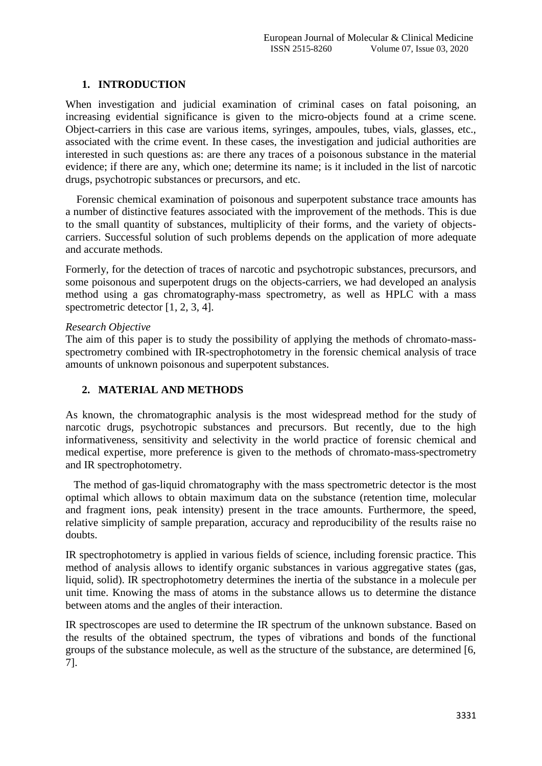## 1. INTRODUCTION

When investigation and judicial examination of criminal cases on fatal poisoning, an increasing evidential significance is given to the micro-objects found at a crime scene. Object-carriers in this case are various items, syringes, ampoules, tubes, vials, glasses, etc., associated with the crime event. In these cases, the investigation and judicial authorities are interested in such questions as: are there any traces of a poisonous substance in the material evidence; if there are any, which one; determine its name; is it included in the list of narcotic drugs, psychotropic substances or precursors, and etc.

Forensic chemical examination of poisonous and superpotent substance trace amounts has a number of distinctive features associated with the improvement of the methods. This is due to the small quantity of substances, multiplicity of their forms, and the variety of objects-carriers. Successful solution of such problems depends on the application of more adequate and accurate methods.

Formerly, for the detection of traces of narcotic and psychotropic substances, precursors, and some poisonous and superpotent drugs on the objects-carriers, we had developed an analysis method using a gas chromatography-mass spectrometry, as well as HPLC with a mass spectrometric detector [1, 2, 3, 4].

*Research Objective*

The aim of this paper is to study the possibility of applying the methods of chromato-mass-spectrometry combined with IR-spectrophotometry in the forensic chemical analysis of trace amounts of unknown poisonous and superpotent substances.

## 2. MATERIAL AND METHODS

As known, the chromatographic analysis is the most widespread method for the study of narcotic drugs, psychotropic substances and precursors. But recently, due to the high informativeness, sensitivity and selectivity in the world practice of forensic chemical and medical expertise, more preference is given to the methods of chromato-mass-spectrometry and IR spectrophotometry.

The method of gas-liquid chromatography with the mass spectrometric detector is the most optimal which allows to obtain maximum data on the substance (retention time, molecular and fragment ions, peak intensity) present in the trace amounts. Furthermore, the speed, relative simplicity of sample preparation, accuracy and reproducibility of the results raise no doubts.

IR spectrophotometry is applied in various fields of science, including forensic practice. This method of analysis allows to identify organic substances in various aggregative states (gas, liquid, solid). IR spectrophotometry determines the inertia of the substance in a molecule per unit time. Knowing the mass of atoms in the substance allows us to determine the distance between atoms and the angles of their interaction.

IR spectroscopes are used to determine the IR spectrum of the unknown substance. Based on the results of the obtained spectrum, the types of vibrations and bonds of the functional groups of the substance molecule, as well as the structure of the substance, are determined [6, 7].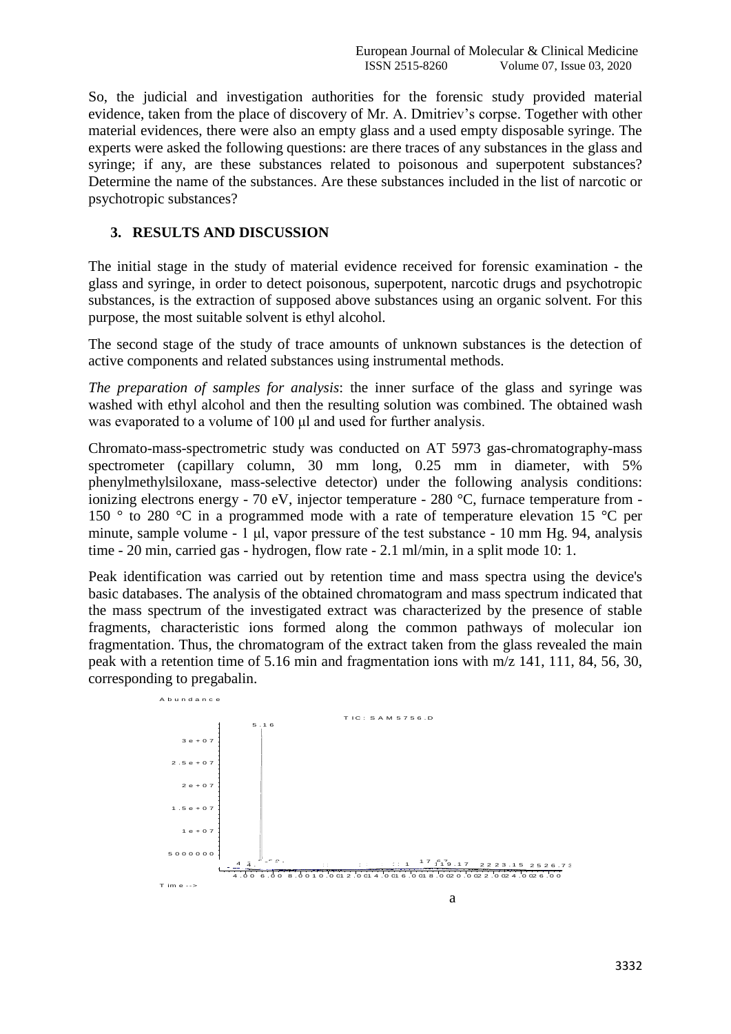So, the judicial and investigation authorities for the forensic study provided material evidence, taken from the place of discovery of Mr. A. Dmitriev's corpse. Together with other material evidences, there were also an empty glass and a used empty disposable syringe. The experts were asked the following questions: are there traces of any substances in the glass and syringe; if any, are these substances related to poisonous and superpotent substances? Determine the name of the substances. Are these substances included in the list of narcotic or psychotropic substances?

## 3. RESULTS AND DISCUSSION

The initial stage in the study of material evidence received for forensic examination - the glass and syringe, in order to detect poisonous, superpotent, narcotic drugs and psychotropic substances, is the extraction of supposed above substances using an organic solvent. For this purpose, the most suitable solvent is ethyl alcohol.

The second stage of the study of trace amounts of unknown substances is the detection of active components and related substances using instrumental methods.

*The preparation of samples for analysis*: the inner surface of the glass and syringe was washed with ethyl alcohol and then the resulting solution was combined. The obtained wash was evaporated to a volume of 100 μl and used for further analysis.

Chromato-mass-spectrometric study was conducted on AT 5973 gas-chromatography-mass spectrometer (capillary column, 30 mm long, 0.25 mm in diameter, with 5% phenylmethylsiloxane, mass-selective detector) under the following analysis conditions: ionizing electrons energy - 70 eV, injector temperature - 280 °C, furnace temperature from - 150 ° to 280 °C in a programmed mode with a rate of temperature elevation 15 °C per minute, sample volume - 1 μl, vapor pressure of the test substance - 10 mm Hg. 94, analysis time - 20 min, carried gas - hydrogen, flow rate - 2.1 ml/min, in a split mode 10: 1.

Peak identification was carried out by retention time and mass spectra using the device's basic databases. The analysis of the obtained chromatogram and mass spectrum indicated that the mass spectrum of the investigated extract was characterized by the presence of stable fragments, characteristic ions formed along the common pathways of molecular ion fragmentation. Thus, the chromatogram of the extract taken from the glass revealed the main peak with a retention time of 5.16 min and fragmentation ions with m/z 141, 111, 84, 56, 30, corresponding to pregabalin.

a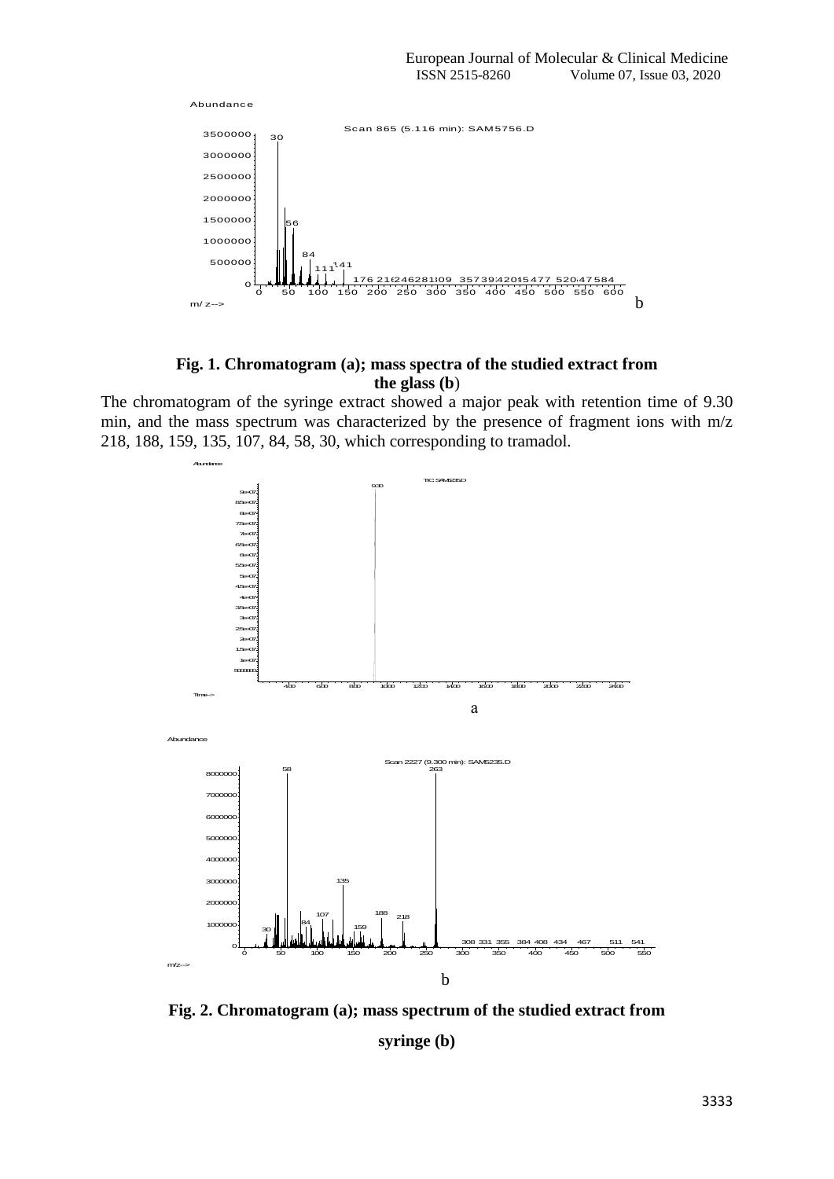**Fig. 1. Chromatogram (a); mass spectra of the studied extract from the glass (b)**

The chromatogram of the syringe extract showed a major peak with retention time of 9.30 min, and the mass spectrum was characterized by the presence of fragment ions with m/z 218, 188, 159, 135, 107, 84, 58, 30, which corresponding to tramadol.

**Fig. 2. Chromatogram (a); mass spectrum of the studied extract from syringe (b)**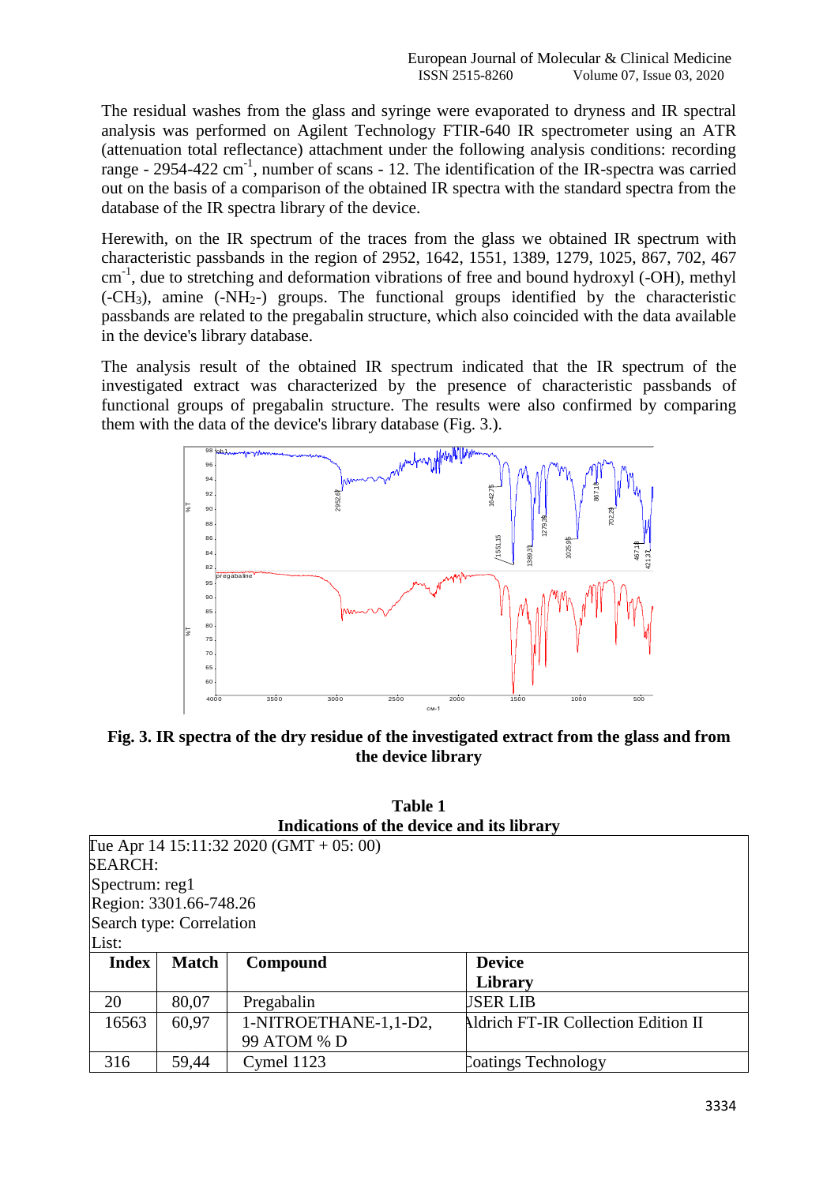The residual washes from the glass and syringe were evaporated to dryness and IR spectral analysis was performed on Agilent Technology FTIR-640 IR spectrometer using an ATR (attenuation total reflectance) attachment under the following analysis conditions: recording range - 2954-422 $cm^{-1}$, number of scans - 12. The identification of the IR-spectra was carried out on the basis of a comparison of the obtained IR spectra with the standard spectra from the database of the IR spectra library of the device.

Herewith, on the IR spectrum of the traces from the glass we obtained IR spectrum with characteristic passbands in the region of 2952, 1642, 1551, 1389, 1279, 1025, 867, 702, 467 $cm^{-1}$, due to stretching and deformation vibrations of free and bound hydroxyl (-OH), methyl ($-CH_3$), amine ($-NH_2-$) groups. The functional groups identified by the characteristic passbands are related to the pregabalin structure, which also coincided with the data available in the device's library database.

The analysis result of the obtained IR spectrum indicated that the IR spectrum of the investigated extract was characterized by the presence of characteristic passbands of functional groups of pregabalin structure. The results were also confirmed by comparing them with the data of the device's library database (Fig. 3.).

**Fig. 3. IR spectra of the dry residue of the investigated extract from the glass and from the device library**

**Table 1**
**Indications of the device and its library**

Tue Apr 14 15:11:32 2020 (GMT + 05: 00)
SEARCH:
Spectrum: reg1
Region: 3301.66-748.26
Search type: Correlation
List:

| Index | Match | Compound | Device Library |
|---|---|---|---|
| 20 | 80,07 | Pregabalin | USER LIB |
| 16563 | 60,97 | 1-NITROETHANE-1,1-D2, 99 ATOM % D | Aldrich FT-IR Collection Edition II |
| 316 | 59,44 | Cymel 1123 | Coatings Technology |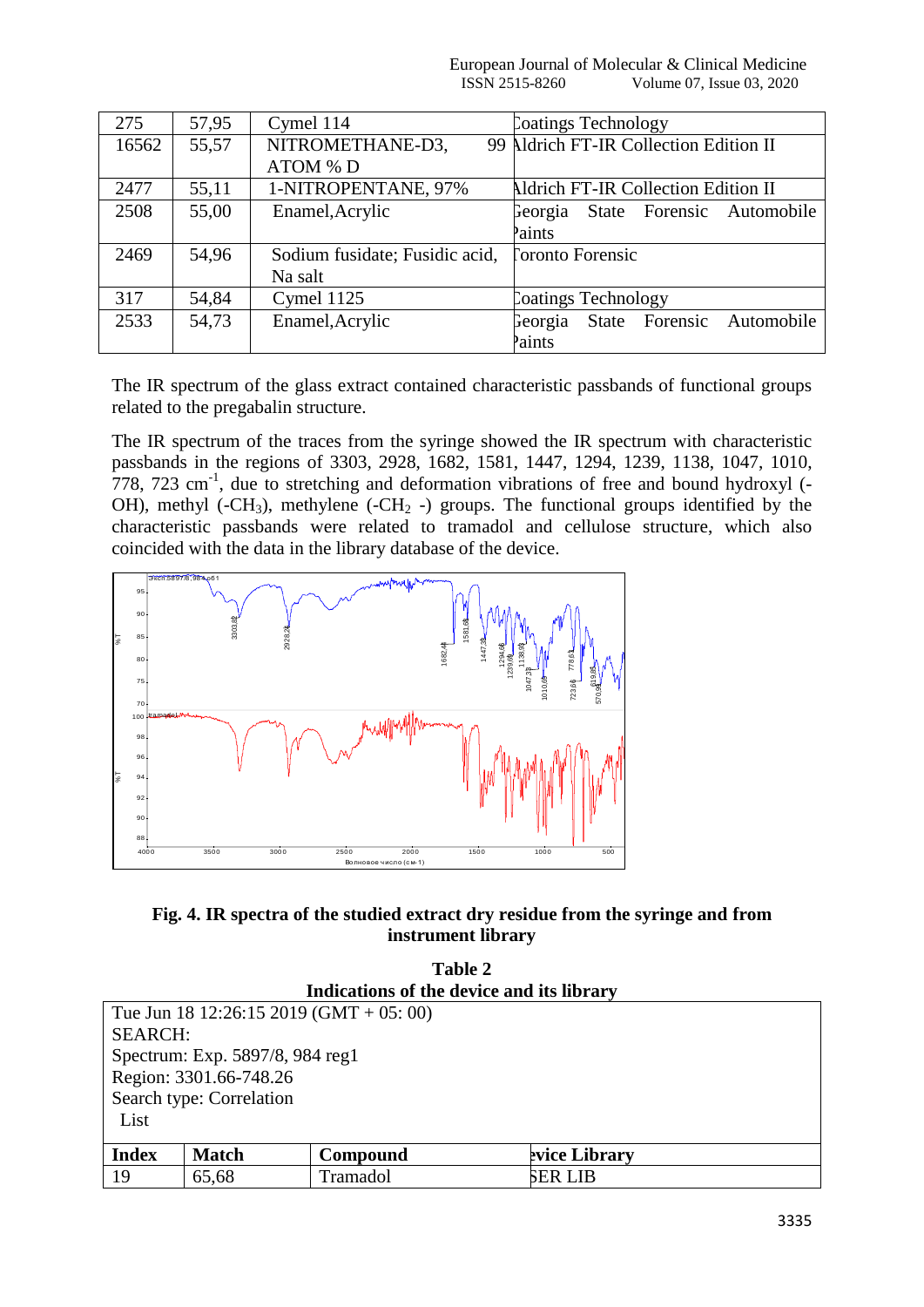| 275 | 57,95 | Cymel 114 | Coatings Technology |
|---|---|---|---|
| 16562 | 55,57 | NITROMETHANE-D3, 99 ATOM % D | Aldrich FT-IR Collection Edition II |
| 2477 | 55,11 | 1-NITROPENTANE, 97% | Aldrich FT-IR Collection Edition II |
| 2508 | 55,00 | Enamel,Acrylic | Georgia State Forensic Automobile Paints |
| 2469 | 54,96 | Sodium fusidate; Fusidic acid, Na salt | Toronto Forensic |
| 317 | 54,84 | Cymel 1125 | Coatings Technology |
| 2533 | 54,73 | Enamel,Acrylic | Georgia State Forensic Automobile Paints |

The IR spectrum of the glass extract contained characteristic passbands of functional groups related to the pregabalin structure.

The IR spectrum of the traces from the syringe showed the IR spectrum with characteristic passbands in the regions of 3303, 2928, 1682, 1581, 1447, 1294, 1239, 1138, 1047, 1010, 778, 723 $cm^{-1}$, due to stretching and deformation vibrations of free and bound hydroxyl (-OH), methyl (-$CH_3$), methylene (-$CH_2$ -) groups. The functional groups identified by the characteristic passbands were related to tramadol and cellulose structure, which also coincided with the data in the library database of the device.

**Fig. 4. IR spectra of the studied extract dry residue from the syringe and from instrument library**

**Table 2**
**Indications of the device and its library**

Tue Jun 18 12:26:15 2019 (GMT + 05: 00)
SEARCH:
Spectrum: Exp. 5897/8, 984 reg1
Region: 3301.66-748.26
Search type: Correlation
List

| Index | Match | Compound | Device Library |
|---|---|---|---|
| 19 | 65,68 | Tramadol | USER LIB |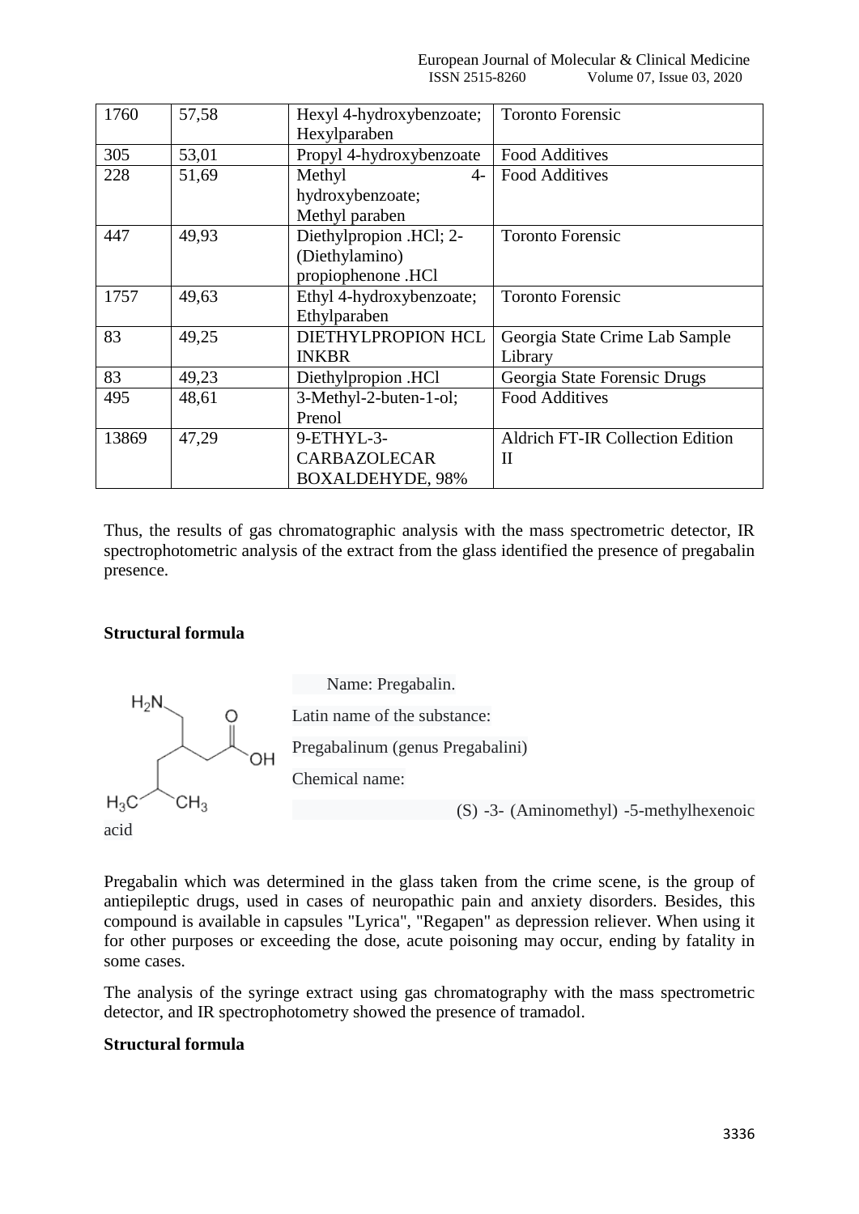| 1760 | 57,58 | Hexyl 4-hydroxybenzoate; Hexylparaben | Toronto Forensic |
|---|---|---|---|
| 305 | 53,01 | Propyl 4-hydroxybenzoate | Food Additives |
| 228 | 51,69 | Methyl 4-hydroxybenzoate; Methyl paraben | Food Additives |
| 447 | 49,93 | Diethylpropion .HCl; 2-(Diethylamino) propiophenone .HCl | Toronto Forensic |
| 1757 | 49,63 | Ethyl 4-hydroxybenzoate; Ethylparaben | Toronto Forensic |
| 83 | 49,25 | DIETHYLPROPION HCL INKBR | Georgia State Crime Lab Sample Library |
| 83 | 49,23 | Diethylpropion .HCl | Georgia State Forensic Drugs |
| 495 | 48,61 | 3-Methyl-2-buten-1-ol; Prenol | Food Additives |
| 13869 | 47,29 | 9-ETHYL-3-CARBAZOLECAR BOXALDEHYDE, 98% | Aldrich FT-IR Collection Edition II |

Thus, the results of gas chromatographic analysis with the mass spectrometric detector, IR spectrophotometric analysis of the extract from the glass identified the presence of pregabalin presence.

**Structural formula**

Name: Pregabalin.

Latin name of the substance:

Pregabalinum (genus Pregabalini)

Chemical name:

(S) -3- (Aminomethyl) -5-methylhexenoic acid

Pregabalin which was determined in the glass taken from the crime scene, is the group of antiepileptic drugs, used in cases of neuropathic pain and anxiety disorders. Besides, this compound is available in capsules "Lyrica", "Regapen" as depression reliever. When using it for other purposes or exceeding the dose, acute poisoning may occur, ending by fatality in some cases.

The analysis of the syringe extract using gas chromatography with the mass spectrometric detector, and IR spectrophotometry showed the presence of tramadol.

**Structural formula**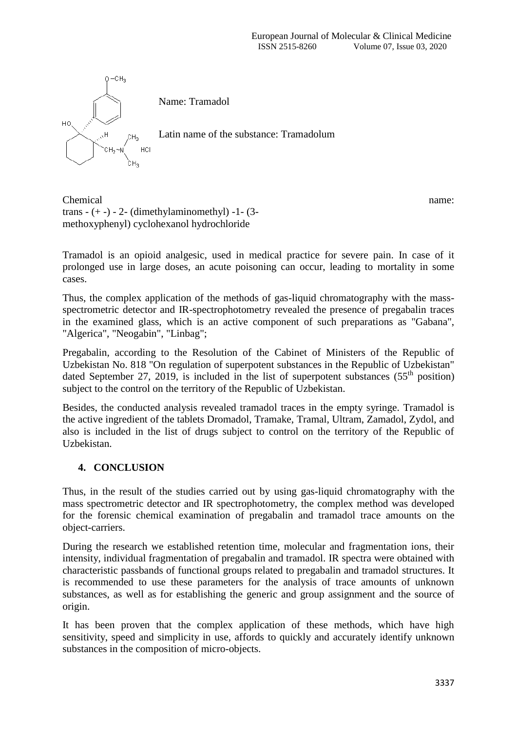Name: Tramadol

Latin name of the substance: Tramadolum

Chemical name: trans - (+ -) - 2- (dimethylaminomethyl) -1- (3-methoxyphenyl) cyclohexanol hydrochloride

Tramadol is an opioid analgesic, used in medical practice for severe pain. In case of it prolonged use in large doses, an acute poisoning can occur, leading to mortality in some cases.

Thus, the complex application of the methods of gas-liquid chromatography with the mass-spectrometric detector and IR-spectrophotometry revealed the presence of pregabalin traces in the examined glass, which is an active component of such preparations as "Gabana", "Algerica", "Neogabin", "Linbag";

Pregabalin, according to the Resolution of the Cabinet of Ministers of the Republic of Uzbekistan No. 818 "On regulation of superpotent substances in the Republic of Uzbekistan" dated September 27, 2019, is included in the list of superpotent substances (55[th] position) subject to the control on the territory of the Republic of Uzbekistan.

Besides, the conducted analysis revealed tramadol traces in the empty syringe. Tramadol is the active ingredient of the tablets Dromadol, Tramake, Tramal, Ultram, Zamadol, Zydol, and also is included in the list of drugs subject to control on the territory of the Republic of Uzbekistan.

## 4. CONCLUSION

Thus, in the result of the studies carried out by using gas-liquid chromatography with the mass spectrometric detector and IR spectrophotometry, the complex method was developed for the forensic chemical examination of pregabalin and tramadol trace amounts on the object-carriers.

During the research we established retention time, molecular and fragmentation ions, their intensity, individual fragmentation of pregabalin and tramadol. IR spectra were obtained with characteristic passbands of functional groups related to pregabalin and tramadol structures. It is recommended to use these parameters for the analysis of trace amounts of unknown substances, as well as for establishing the generic and group assignment and the source of origin.

It has been proven that the complex application of these methods, which have high sensitivity, speed and simplicity in use, affords to quickly and accurately identify unknown substances in the composition of micro-objects.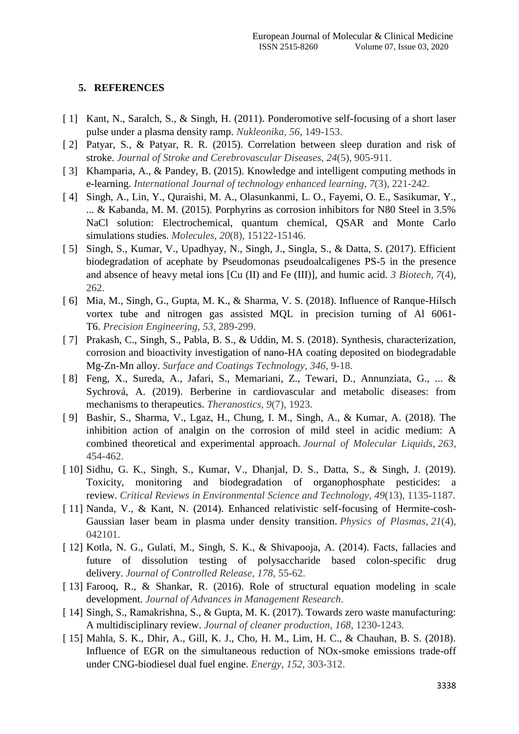## 5. REFERENCES

[ 1] Kant, N., Saralch, S., & Singh, H. (2011). Ponderomotive self-focusing of a short laser pulse under a plasma density ramp. *Nukleonika*, *56*, 149-153.

[ 2] Patyar, S., & Patyar, R. R. (2015). Correlation between sleep duration and risk of stroke. *Journal of Stroke and Cerebrovascular Diseases*, *24*(5), 905-911.

[ 3] Khamparia, A., & Pandey, B. (2015). Knowledge and intelligent computing methods in e-learning. *International Journal of technology enhanced learning*, *7*(3), 221-242.

[ 4] Singh, A., Lin, Y., Quraishi, M. A., Olasunkanmi, L. O., Fayemi, O. E., Sasikumar, Y., ... & Kabanda, M. M. (2015). Porphyrins as corrosion inhibitors for N80 Steel in 3.5% NaCl solution: Electrochemical, quantum chemical, QSAR and Monte Carlo simulations studies. *Molecules*, *20*(8), 15122-15146.

[ 5] Singh, S., Kumar, V., Upadhyay, N., Singh, J., Singla, S., & Datta, S. (2017). Efficient biodegradation of acephate by Pseudomonas pseudoalcaligenes PS-5 in the presence and absence of heavy metal ions [Cu (II) and Fe (III)], and humic acid. *3 Biotech*, *7*(4), 262.

[ 6] Mia, M., Singh, G., Gupta, M. K., & Sharma, V. S. (2018). Influence of Ranque-Hilsch vortex tube and nitrogen gas assisted MQL in precision turning of Al 6061-T6. *Precision Engineering*, *53*, 289-299.

[ 7] Prakash, C., Singh, S., Pabla, B. S., & Uddin, M. S. (2018). Synthesis, characterization, corrosion and bioactivity investigation of nano-HA coating deposited on biodegradable Mg-Zn-Mn alloy. *Surface and Coatings Technology*, *346*, 9-18.

[ 8] Feng, X., Sureda, A., Jafari, S., Memariani, Z., Tewari, D., Annunziata, G., ... & Sychrová, A. (2019). Berberine in cardiovascular and metabolic diseases: from mechanisms to therapeutics. *Theranostics*, *9*(7), 1923.

[ 9] Bashir, S., Sharma, V., Lgaz, H., Chung, I. M., Singh, A., & Kumar, A. (2018). The inhibition action of analgin on the corrosion of mild steel in acidic medium: A combined theoretical and experimental approach. *Journal of Molecular Liquids*, *263*, 454-462.

[ 10] Sidhu, G. K., Singh, S., Kumar, V., Dhanjal, D. S., Datta, S., & Singh, J. (2019). Toxicity, monitoring and biodegradation of organophosphate pesticides: a review. *Critical Reviews in Environmental Science and Technology*, *49*(13), 1135-1187.

[ 11] Nanda, V., & Kant, N. (2014). Enhanced relativistic self-focusing of Hermite-cosh-Gaussian laser beam in plasma under density transition. *Physics of Plasmas*, *21*(4), 042101.

[ 12] Kotla, N. G., Gulati, M., Singh, S. K., & Shivapooja, A. (2014). Facts, fallacies and future of dissolution testing of polysaccharide based colon-specific drug delivery. *Journal of Controlled Release*, *178*, 55-62.

[ 13] Farooq, R., & Shankar, R. (2016). Role of structural equation modeling in scale development. *Journal of Advances in Management Research*.

[ 14] Singh, S., Ramakrishna, S., & Gupta, M. K. (2017). Towards zero waste manufacturing: A multidisciplinary review. *Journal of cleaner production*, *168*, 1230-1243.

[ 15] Mahla, S. K., Dhir, A., Gill, K. J., Cho, H. M., Lim, H. C., & Chauhan, B. S. (2018). Influence of EGR on the simultaneous reduction of NOx-smoke emissions trade-off under CNG-biodiesel dual fuel engine. *Energy*, *152*, 303-312.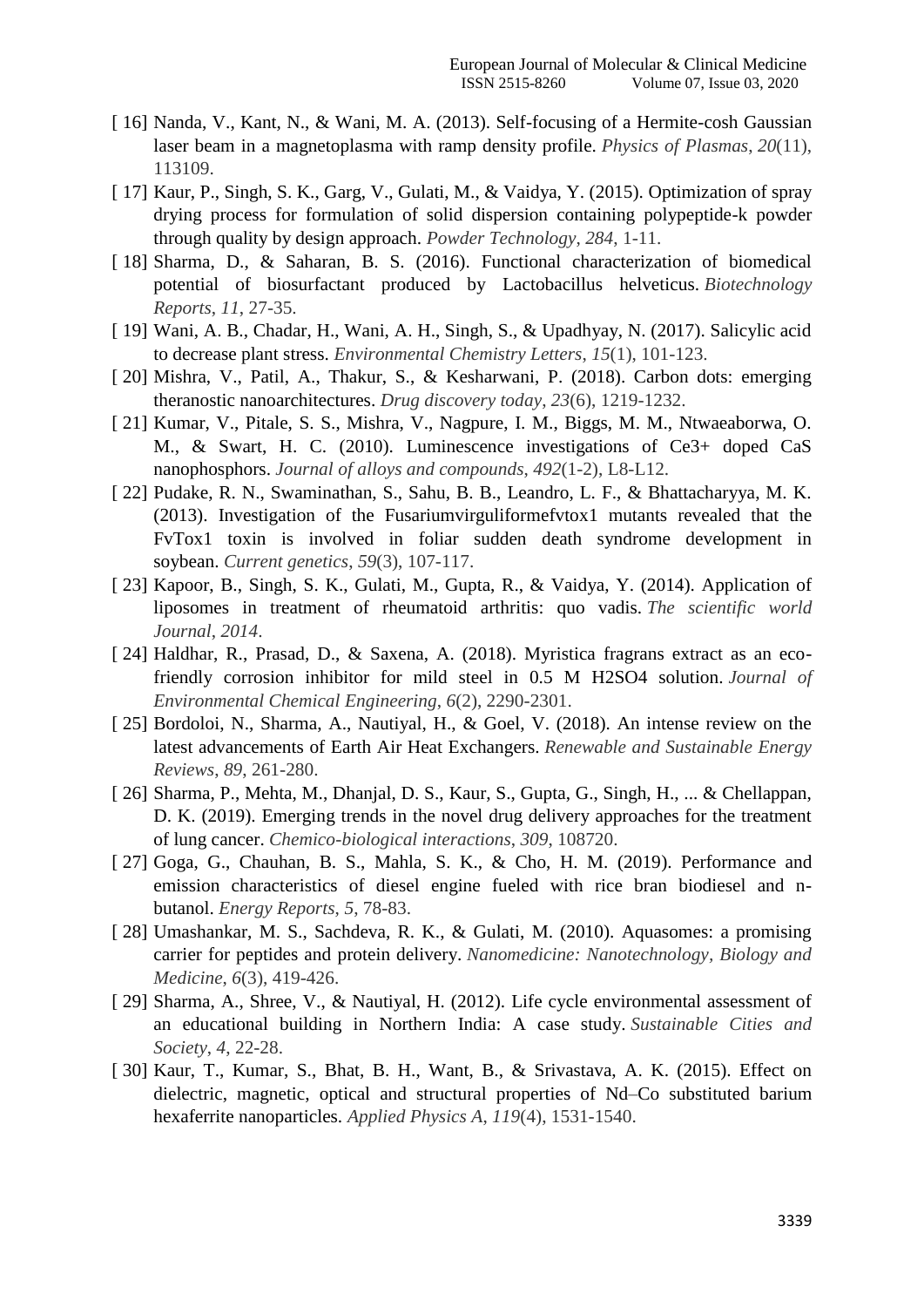[ 16] Nanda, V., Kant, N., & Wani, M. A. (2013). Self-focusing of a Hermite-cosh Gaussian laser beam in a magnetoplasma with ramp density profile. *Physics of Plasmas*, *20*(11), 113109.

[ 17] Kaur, P., Singh, S. K., Garg, V., Gulati, M., & Vaidya, Y. (2015). Optimization of spray drying process for formulation of solid dispersion containing polypeptide-k powder through quality by design approach. *Powder Technology*, *284*, 1-11.

[ 18] Sharma, D., & Saharan, B. S. (2016). Functional characterization of biomedical potential of biosurfactant produced by Lactobacillus helveticus. *Biotechnology Reports*, *11*, 27-35.

[ 19] Wani, A. B., Chadar, H., Wani, A. H., Singh, S., & Upadhyay, N. (2017). Salicylic acid to decrease plant stress. *Environmental Chemistry Letters*, *15*(1), 101-123.

[ 20] Mishra, V., Patil, A., Thakur, S., & Kesharwani, P. (2018). Carbon dots: emerging theranostic nanoarchitectures. *Drug discovery today*, *23*(6), 1219-1232.

[ 21] Kumar, V., Pitale, S. S., Mishra, V., Nagpure, I. M., Biggs, M. M., Ntwaeaborwa, O. M., & Swart, H. C. (2010). Luminescence investigations of Ce3+ doped CaS nanophosphors. *Journal of alloys and compounds*, *492*(1-2), L8-L12.

[ 22] Pudake, R. N., Swaminathan, S., Sahu, B. B., Leandro, L. F., & Bhattacharyya, M. K. (2013). Investigation of the Fusariumvirguliformefvtox1 mutants revealed that the FvTox1 toxin is involved in foliar sudden death syndrome development in soybean. *Current genetics*, *59*(3), 107-117.

[ 23] Kapoor, B., Singh, S. K., Gulati, M., Gupta, R., & Vaidya, Y. (2014). Application of liposomes in treatment of rheumatoid arthritis: quo vadis. *The scientific world Journal*, *2014*.

[ 24] Haldhar, R., Prasad, D., & Saxena, A. (2018). Myristica fragrans extract as an eco-friendly corrosion inhibitor for mild steel in 0.5 M H2SO4 solution. *Journal of Environmental Chemical Engineering*, *6*(2), 2290-2301.

[ 25] Bordoloi, N., Sharma, A., Nautiyal, H., & Goel, V. (2018). An intense review on the latest advancements of Earth Air Heat Exchangers. *Renewable and Sustainable Energy Reviews*, *89*, 261-280.

[ 26] Sharma, P., Mehta, M., Dhanjal, D. S., Kaur, S., Gupta, G., Singh, H., ... & Chellappan, D. K. (2019). Emerging trends in the novel drug delivery approaches for the treatment of lung cancer. *Chemico-biological interactions*, *309*, 108720.

[ 27] Goga, G., Chauhan, B. S., Mahla, S. K., & Cho, H. M. (2019). Performance and emission characteristics of diesel engine fueled with rice bran biodiesel and n-butanol. *Energy Reports*, *5*, 78-83.

[ 28] Umashankar, M. S., Sachdeva, R. K., & Gulati, M. (2010). Aquasomes: a promising carrier for peptides and protein delivery. *Nanomedicine: Nanotechnology, Biology and Medicine*, *6*(3), 419-426.

[ 29] Sharma, A., Shree, V., & Nautiyal, H. (2012). Life cycle environmental assessment of an educational building in Northern India: A case study. *Sustainable Cities and Society*, *4*, 22-28.

[ 30] Kaur, T., Kumar, S., Bhat, B. H., Want, B., & Srivastava, A. K. (2015). Effect on dielectric, magnetic, optical and structural properties of Nd–Co substituted barium hexaferrite nanoparticles. *Applied Physics A*, *119*(4), 1531-1540.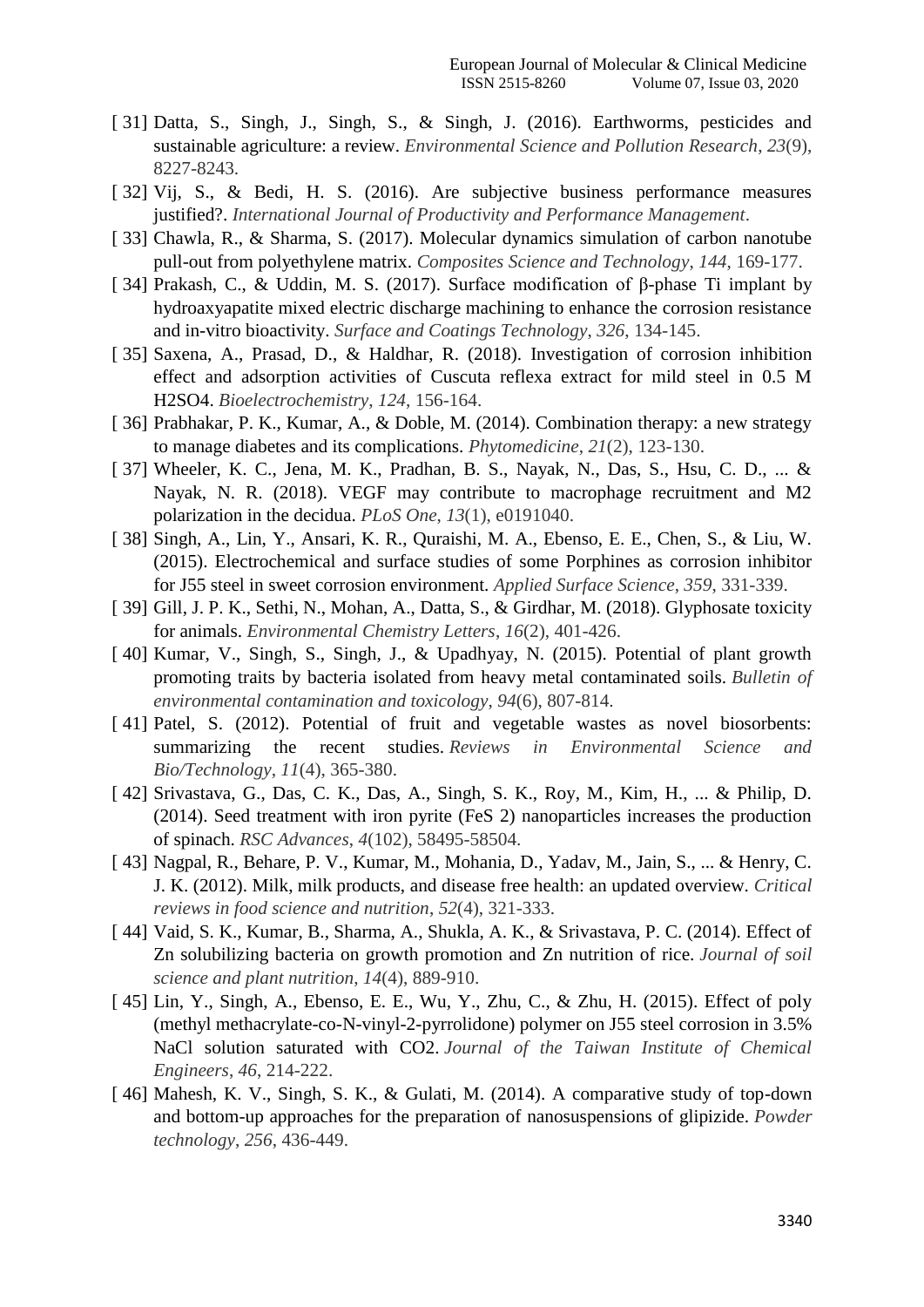[ 31] Datta, S., Singh, J., Singh, S., & Singh, J. (2016). Earthworms, pesticides and sustainable agriculture: a review. *Environmental Science and Pollution Research*, *23*(9), 8227-8243.

[ 32] Vij, S., & Bedi, H. S. (2016). Are subjective business performance measures justified?. *International Journal of Productivity and Performance Management*.

[ 33] Chawla, R., & Sharma, S. (2017). Molecular dynamics simulation of carbon nanotube pull-out from polyethylene matrix. *Composites Science and Technology*, *144*, 169-177.

[ 34] Prakash, C., & Uddin, M. S. (2017). Surface modification of β-phase Ti implant by hydroaxyapatite mixed electric discharge machining to enhance the corrosion resistance and in-vitro bioactivity. *Surface and Coatings Technology*, *326*, 134-145.

[ 35] Saxena, A., Prasad, D., & Haldhar, R. (2018). Investigation of corrosion inhibition effect and adsorption activities of Cuscuta reflexa extract for mild steel in 0.5 M H2SO4. *Bioelectrochemistry*, *124*, 156-164.

[ 36] Prabhakar, P. K., Kumar, A., & Doble, M. (2014). Combination therapy: a new strategy to manage diabetes and its complications. *Phytomedicine*, *21*(2), 123-130.

[ 37] Wheeler, K. C., Jena, M. K., Pradhan, B. S., Nayak, N., Das, S., Hsu, C. D., ... & Nayak, N. R. (2018). VEGF may contribute to macrophage recruitment and M2 polarization in the decidua. *PLoS One*, *13*(1), e0191040.

[ 38] Singh, A., Lin, Y., Ansari, K. R., Quraishi, M. A., Ebenso, E. E., Chen, S., & Liu, W. (2015). Electrochemical and surface studies of some Porphines as corrosion inhibitor for J55 steel in sweet corrosion environment. *Applied Surface Science*, *359*, 331-339.

[ 39] Gill, J. P. K., Sethi, N., Mohan, A., Datta, S., & Girdhar, M. (2018). Glyphosate toxicity for animals. *Environmental Chemistry Letters*, *16*(2), 401-426.

[ 40] Kumar, V., Singh, S., Singh, J., & Upadhyay, N. (2015). Potential of plant growth promoting traits by bacteria isolated from heavy metal contaminated soils. *Bulletin of environmental contamination and toxicology*, *94*(6), 807-814.

[ 41] Patel, S. (2012). Potential of fruit and vegetable wastes as novel biosorbents: summarizing the recent studies. *Reviews in Environmental Science and Bio/Technology*, *11*(4), 365-380.

[ 42] Srivastava, G., Das, C. K., Das, A., Singh, S. K., Roy, M., Kim, H., ... & Philip, D. (2014). Seed treatment with iron pyrite (FeS 2) nanoparticles increases the production of spinach. *RSC Advances*, *4*(102), 58495-58504.

[ 43] Nagpal, R., Behare, P. V., Kumar, M., Mohania, D., Yadav, M., Jain, S., ... & Henry, C. J. K. (2012). Milk, milk products, and disease free health: an updated overview. *Critical reviews in food science and nutrition*, *52*(4), 321-333.

[ 44] Vaid, S. K., Kumar, B., Sharma, A., Shukla, A. K., & Srivastava, P. C. (2014). Effect of Zn solubilizing bacteria on growth promotion and Zn nutrition of rice. *Journal of soil science and plant nutrition*, *14*(4), 889-910.

[ 45] Lin, Y., Singh, A., Ebenso, E. E., Wu, Y., Zhu, C., & Zhu, H. (2015). Effect of poly (methyl methacrylate-co-N-vinyl-2-pyrrolidone) polymer on J55 steel corrosion in 3.5% NaCl solution saturated with CO2. *Journal of the Taiwan Institute of Chemical Engineers*, *46*, 214-222.

[ 46] Mahesh, K. V., Singh, S. K., & Gulati, M. (2014). A comparative study of top-down and bottom-up approaches for the preparation of nanosuspensions of glipizide. *Powder technology*, *256*, 436-449.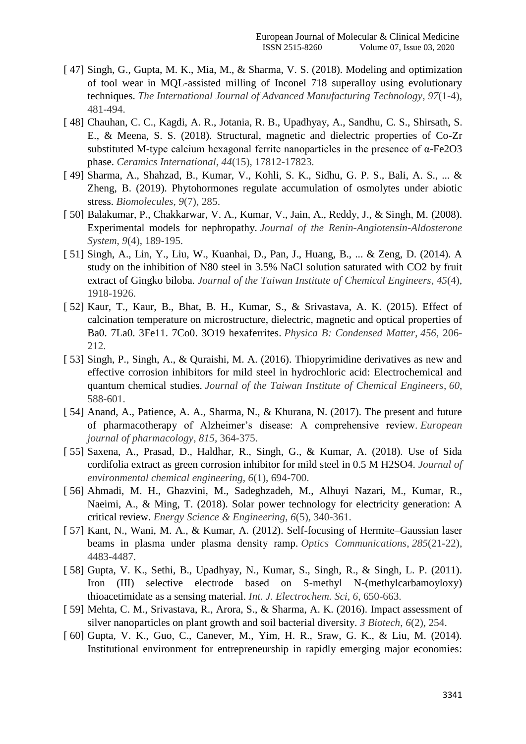[ 47] Singh, G., Gupta, M. K., Mia, M., & Sharma, V. S. (2018). Modeling and optimization of tool wear in MQL-assisted milling of Inconel 718 superalloy using evolutionary techniques. *The International Journal of Advanced Manufacturing Technology*, *97*(1-4), 481-494.

[ 48] Chauhan, C. C., Kagdi, A. R., Jotania, R. B., Upadhyay, A., Sandhu, C. S., Shirsath, S. E., & Meena, S. S. (2018). Structural, magnetic and dielectric properties of Co-Zr substituted M-type calcium hexagonal ferrite nanoparticles in the presence of α-$Fe_2O_3$ phase. *Ceramics International*, *44*(15), 17812-17823.

[ 49] Sharma, A., Shahzad, B., Kumar, V., Kohli, S. K., Sidhu, G. P. S., Bali, A. S., ... & Zheng, B. (2019). Phytohormones regulate accumulation of osmolytes under abiotic stress. *Biomolecules*, *9*(7), 285.

[ 50] Balakumar, P., Chakkarwar, V. A., Kumar, V., Jain, A., Reddy, J., & Singh, M. (2008). Experimental models for nephropathy. *Journal of the Renin-Angiotensin-Aldosterone System*, *9*(4), 189-195.

[ 51] Singh, A., Lin, Y., Liu, W., Kuanhai, D., Pan, J., Huang, B., ... & Zeng, D. (2014). A study on the inhibition of N80 steel in 3.5% NaCl solution saturated with $CO_2$ by fruit extract of Gingko biloba. *Journal of the Taiwan Institute of Chemical Engineers*, *45*(4), 1918-1926.

[ 52] Kaur, T., Kaur, B., Bhat, B. H., Kumar, S., & Srivastava, A. K. (2015). Effect of calcination temperature on microstructure, dielectric, magnetic and optical properties of Ba0. 7La0. 3Fe11. 7Co0. 3O19 hexaferrites. *Physica B: Condensed Matter*, *456*, 206-212.

[ 53] Singh, P., Singh, A., & Quraishi, M. A. (2016). Thiopyrimidine derivatives as new and effective corrosion inhibitors for mild steel in hydrochloric acid: Electrochemical and quantum chemical studies. *Journal of the Taiwan Institute of Chemical Engineers*, *60*, 588-601.

[ 54] Anand, A., Patience, A. A., Sharma, N., & Khurana, N. (2017). The present and future of pharmacotherapy of Alzheimer's disease: A comprehensive review. *European journal of pharmacology*, *815*, 364-375.

[ 55] Saxena, A., Prasad, D., Haldhar, R., Singh, G., & Kumar, A. (2018). Use of Sida cordifolia extract as green corrosion inhibitor for mild steel in 0.5 M $H_2SO_4$. *Journal of environmental chemical engineering*, *6*(1), 694-700.

[ 56] Ahmadi, M. H., Ghazvini, M., Sadeghzadeh, M., Alhuyi Nazari, M., Kumar, R., Naeimi, A., & Ming, T. (2018). Solar power technology for electricity generation: A critical review. *Energy Science & Engineering*, *6*(5), 340-361.

[ 57] Kant, N., Wani, M. A., & Kumar, A. (2012). Self-focusing of Hermite–Gaussian laser beams in plasma under plasma density ramp. *Optics Communications*, *285*(21-22), 4483-4487.

[ 58] Gupta, V. K., Sethi, B., Upadhyay, N., Kumar, S., Singh, R., & Singh, L. P. (2011). Iron (III) selective electrode based on S-methyl N-(methylcarbamoyloxy) thioacetimidate as a sensing material. *Int. J. Electrochem. Sci*, *6*, 650-663.

[ 59] Mehta, C. M., Srivastava, R., Arora, S., & Sharma, A. K. (2016). Impact assessment of silver nanoparticles on plant growth and soil bacterial diversity. *3 Biotech*, *6*(2), 254.

[ 60] Gupta, V. K., Guo, C., Canever, M., Yim, H. R., Sraw, G. K., & Liu, M. (2014). Institutional environment for entrepreneurship in rapidly emerging major economies: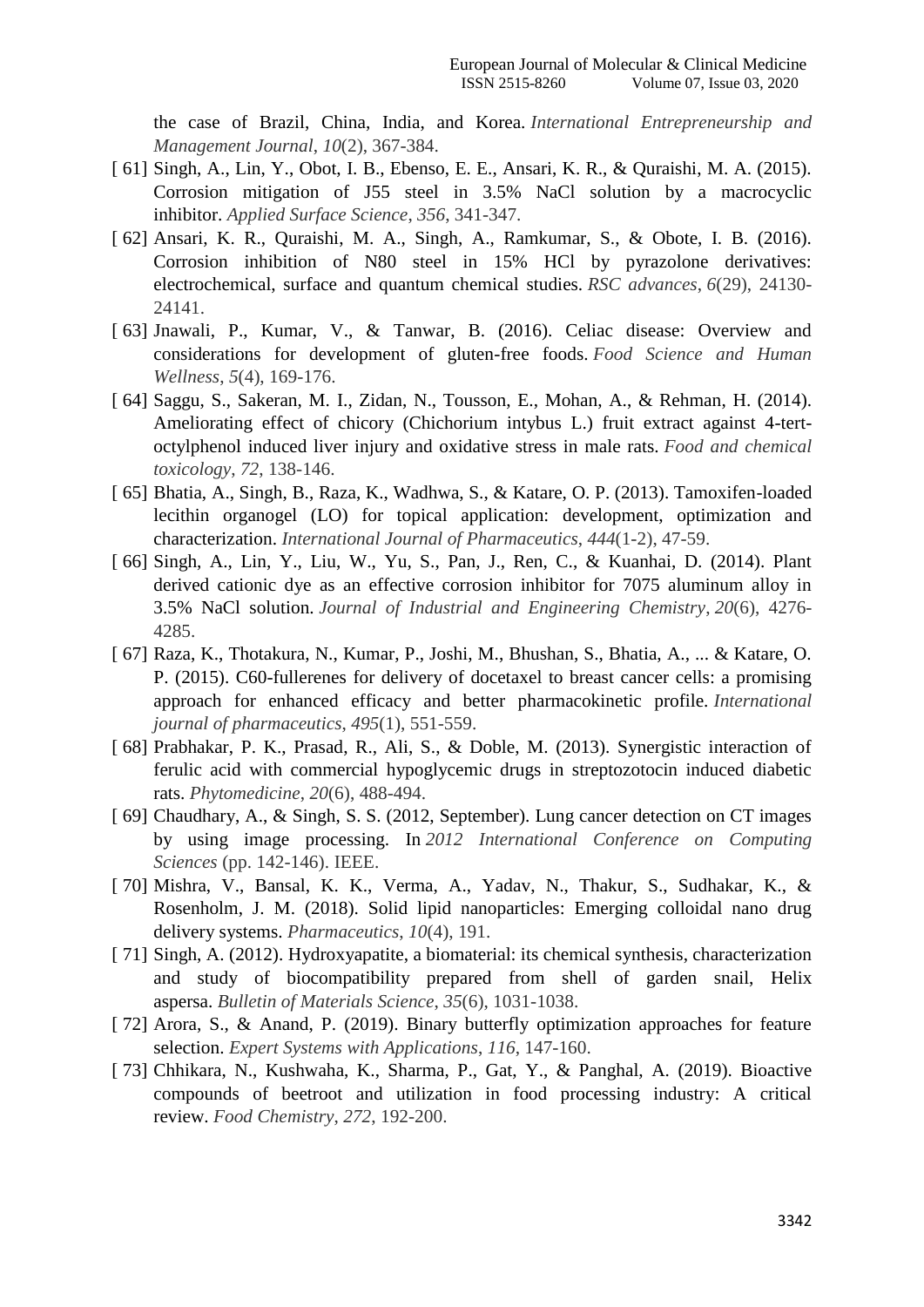the case of Brazil, China, India, and Korea. *International Entrepreneurship and Management Journal*, *10*(2), 367-384.

[ 61] Singh, A., Lin, Y., Obot, I. B., Ebenso, E. E., Ansari, K. R., & Quraishi, M. A. (2015). Corrosion mitigation of J55 steel in 3.5% NaCl solution by a macrocyclic inhibitor. *Applied Surface Science*, *356*, 341-347.

[ 62] Ansari, K. R., Quraishi, M. A., Singh, A., Ramkumar, S., & Obote, I. B. (2016). Corrosion inhibition of N80 steel in 15% HCl by pyrazolone derivatives: electrochemical, surface and quantum chemical studies. *RSC advances*, *6*(29), 24130-24141.

[ 63] Jnawali, P., Kumar, V., & Tanwar, B. (2016). Celiac disease: Overview and considerations for development of gluten-free foods. *Food Science and Human Wellness*, *5*(4), 169-176.

[ 64] Saggu, S., Sakeran, M. I., Zidan, N., Tousson, E., Mohan, A., & Rehman, H. (2014). Ameliorating effect of chicory (Chichorium intybus L.) fruit extract against 4-tert-octylphenol induced liver injury and oxidative stress in male rats. *Food and chemical toxicology*, *72*, 138-146.

[ 65] Bhatia, A., Singh, B., Raza, K., Wadhwa, S., & Katare, O. P. (2013). Tamoxifen-loaded lecithin organogel (LO) for topical application: development, optimization and characterization. *International Journal of Pharmaceutics*, *444*(1-2), 47-59.

[ 66] Singh, A., Lin, Y., Liu, W., Yu, S., Pan, J., Ren, C., & Kuanhai, D. (2014). Plant derived cationic dye as an effective corrosion inhibitor for 7075 aluminum alloy in 3.5% NaCl solution. *Journal of Industrial and Engineering Chemistry*, *20*(6), 4276-4285.

[ 67] Raza, K., Thotakura, N., Kumar, P., Joshi, M., Bhushan, S., Bhatia, A., ... & Katare, O. P. (2015). C60-fullerenes for delivery of docetaxel to breast cancer cells: a promising approach for enhanced efficacy and better pharmacokinetic profile. *International journal of pharmaceutics*, *495*(1), 551-559.

[ 68] Prabhakar, P. K., Prasad, R., Ali, S., & Doble, M. (2013). Synergistic interaction of ferulic acid with commercial hypoglycemic drugs in streptozotocin induced diabetic rats. *Phytomedicine*, *20*(6), 488-494.

[ 69] Chaudhary, A., & Singh, S. S. (2012, September). Lung cancer detection on CT images by using image processing. In *2012 International Conference on Computing Sciences* (pp. 142-146). IEEE.

[ 70] Mishra, V., Bansal, K. K., Verma, A., Yadav, N., Thakur, S., Sudhakar, K., & Rosenholm, J. M. (2018). Solid lipid nanoparticles: Emerging colloidal nano drug delivery systems. *Pharmaceutics*, *10*(4), 191.

[ 71] Singh, A. (2012). Hydroxyapatite, a biomaterial: its chemical synthesis, characterization and study of biocompatibility prepared from shell of garden snail, Helix aspersa. *Bulletin of Materials Science*, *35*(6), 1031-1038.

[ 72] Arora, S., & Anand, P. (2019). Binary butterfly optimization approaches for feature selection. *Expert Systems with Applications*, *116*, 147-160.

[ 73] Chhikara, N., Kushwaha, K., Sharma, P., Gat, Y., & Panghal, A. (2019). Bioactive compounds of beetroot and utilization in food processing industry: A critical review. *Food Chemistry*, *272*, 192-200.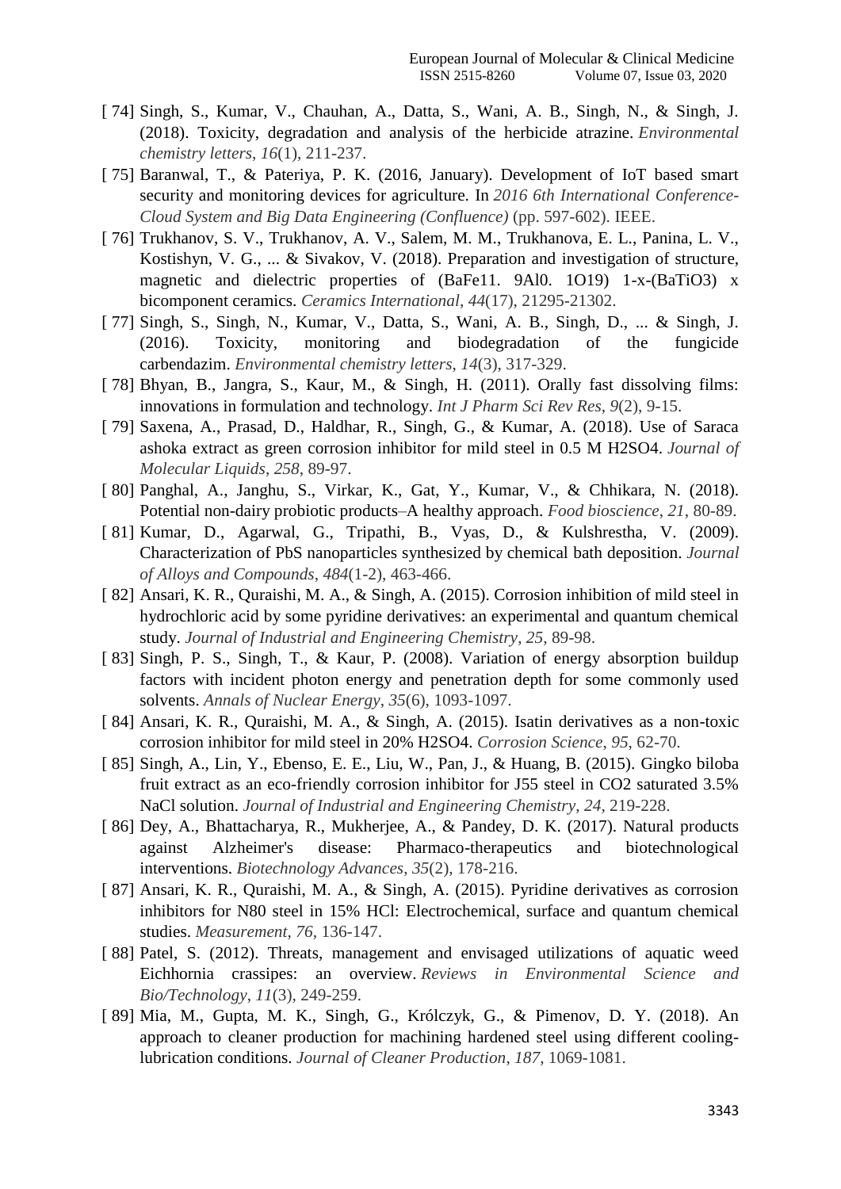[ 74] Singh, S., Kumar, V., Chauhan, A., Datta, S., Wani, A. B., Singh, N., & Singh, J. (2018). Toxicity, degradation and analysis of the herbicide atrazine. *Environmental chemistry letters*, *16*(1), 211-237.

[ 75] Baranwal, T., & Pateriya, P. K. (2016, January). Development of IoT based smart security and monitoring devices for agriculture. In *2016 6th International Conference-Cloud System and Big Data Engineering (Confluence)* (pp. 597-602). IEEE.

[ 76] Trukhanov, S. V., Trukhanov, A. V., Salem, M. M., Trukhanova, E. L., Panina, L. V., Kostishyn, V. G., ... & Sivakov, V. (2018). Preparation and investigation of structure, magnetic and dielectric properties of (BaFe11. 9Al0. 1O19) 1-x-(BaTiO3) x bicomponent ceramics. *Ceramics International*, *44*(17), 21295-21302.

[ 77] Singh, S., Singh, N., Kumar, V., Datta, S., Wani, A. B., Singh, D., ... & Singh, J. (2016). Toxicity, monitoring and biodegradation of the fungicide carbendazim. *Environmental chemistry letters*, *14*(3), 317-329.

[ 78] Bhyan, B., Jangra, S., Kaur, M., & Singh, H. (2011). Orally fast dissolving films: innovations in formulation and technology. *Int J Pharm Sci Rev Res*, *9*(2), 9-15.

[ 79] Saxena, A., Prasad, D., Haldhar, R., Singh, G., & Kumar, A. (2018). Use of Saraca ashoka extract as green corrosion inhibitor for mild steel in 0.5 M H2SO4. *Journal of Molecular Liquids*, *258*, 89-97.

[ 80] Panghal, A., Janghu, S., Virkar, K., Gat, Y., Kumar, V., & Chhikara, N. (2018). Potential non-dairy probiotic products–A healthy approach. *Food bioscience*, *21*, 80-89.

[ 81] Kumar, D., Agarwal, G., Tripathi, B., Vyas, D., & Kulshrestha, V. (2009). Characterization of PbS nanoparticles synthesized by chemical bath deposition. *Journal of Alloys and Compounds*, *484*(1-2), 463-466.

[ 82] Ansari, K. R., Quraishi, M. A., & Singh, A. (2015). Corrosion inhibition of mild steel in hydrochloric acid by some pyridine derivatives: an experimental and quantum chemical study. *Journal of Industrial and Engineering Chemistry*, *25*, 89-98.

[ 83] Singh, P. S., Singh, T., & Kaur, P. (2008). Variation of energy absorption buildup factors with incident photon energy and penetration depth for some commonly used solvents. *Annals of Nuclear Energy*, *35*(6), 1093-1097.

[ 84] Ansari, K. R., Quraishi, M. A., & Singh, A. (2015). Isatin derivatives as a non-toxic corrosion inhibitor for mild steel in 20% H2SO4. *Corrosion Science*, *95*, 62-70.

[ 85] Singh, A., Lin, Y., Ebenso, E. E., Liu, W., Pan, J., & Huang, B. (2015). Gingko biloba fruit extract as an eco-friendly corrosion inhibitor for J55 steel in CO2 saturated 3.5% NaCl solution. *Journal of Industrial and Engineering Chemistry*, *24*, 219-228.

[ 86] Dey, A., Bhattacharya, R., Mukherjee, A., & Pandey, D. K. (2017). Natural products against Alzheimer's disease: Pharmaco-therapeutics and biotechnological interventions. *Biotechnology Advances*, *35*(2), 178-216.

[ 87] Ansari, K. R., Quraishi, M. A., & Singh, A. (2015). Pyridine derivatives as corrosion inhibitors for N80 steel in 15% HCl: Electrochemical, surface and quantum chemical studies. *Measurement*, *76*, 136-147.

[ 88] Patel, S. (2012). Threats, management and envisaged utilizations of aquatic weed Eichhornia crassipes: an overview. *Reviews in Environmental Science and Bio/Technology*, *11*(3), 249-259.

[ 89] Mia, M., Gupta, M. K., Singh, G., Królczyk, G., & Pimenov, D. Y. (2018). An approach to cleaner production for machining hardened steel using different cooling-lubrication conditions. *Journal of Cleaner Production*, *187*, 1069-1081.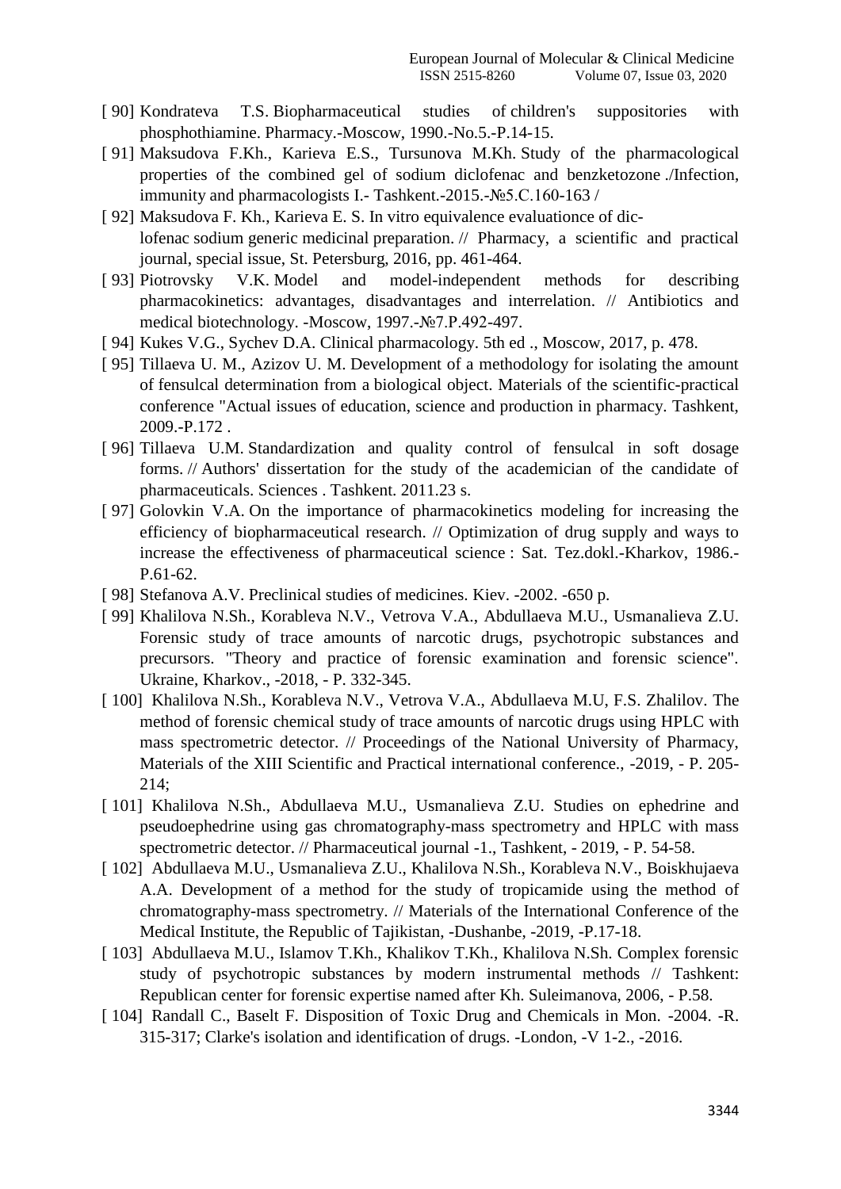[ 90] Kondrateva T.S. Biopharmaceutical studies of children's suppositories with phosphothiamine. Pharmacy.-Moscow, 1990.-No.5.-P.14-15.

[ 91] Maksudova F.Kh., Karieva E.S., Tursunova M.Kh. Study of the pharmacological properties of the combined gel of sodium diclofenac and benzketozone ./Infection, immunity and pharmacologists I.- Tashkent.-2015.-№5.C.160-163 /

[ 92] Maksudova F. Kh., Karieva E. S. In vitro equivalence evaluationce of dic-lofenac sodium generic medicinal preparation. // Pharmacy, a scientific and practical journal, special issue, St. Petersburg, 2016, pp. 461-464.

[ 93] Piotrovsky V.K. Model and model-independent methods for describing pharmacokinetics: advantages, disadvantages and interrelation. // Antibiotics and medical biotechnology. -Moscow, 1997.-№7.P.492-497.

[ 94] Kukes V.G., Sychev D.A. Clinical pharmacology. 5th ed ., Moscow, 2017, p. 478.

[ 95] Tillaeva U. M., Azizov U. M. Development of a methodology for isolating the amount of fensulcal determination from a biological object. Materials of the scientific-practical conference "Actual issues of education, science and production in pharmacy. Tashkent, 2009.-P.172 .

[ 96] Tillaeva U.M. Standardization and quality control of fensulcal in soft dosage forms. // Authors' dissertation for the study of the academician of the candidate of pharmaceuticals. Sciences . Tashkent. 2011.23 s.

[ 97] Golovkin V.A. On the importance of pharmacokinetics modeling for increasing the efficiency of biopharmaceutical research. // Optimization of drug supply and ways to increase the effectiveness of pharmaceutical science : Sat. Tez.dokl.-Kharkov, 1986.-P.61-62.

[ 98] Stefanova A.V. Preclinical studies of medicines. Kiev. -2002. -650 p.

[ 99] Khalilova N.Sh., Korableva N.V., Vetrova V.A., Abdullaeva M.U., Usmanalieva Z.U. Forensic study of trace amounts of narcotic drugs, psychotropic substances and precursors. "Theory and practice of forensic examination and forensic science". Ukraine, Kharkov., -2018, - P. 332-345.

[ 100] Khalilova N.Sh., Korableva N.V., Vetrova V.A., Abdullaeva M.U, F.S. Zhalilov. The method of forensic chemical study of trace amounts of narcotic drugs using HPLC with mass spectrometric detector. // Proceedings of the National University of Pharmacy, Materials of the XIII Scientific and Practical international conference., -2019, - P. 205-214;

[ 101] Khalilova N.Sh., Abdullaeva M.U., Usmanalieva Z.U. Studies on ephedrine and pseudoephedrine using gas chromatography-mass spectrometry and HPLC with mass spectrometric detector. // Pharmaceutical journal -1., Tashkent, - 2019, - P. 54-58.

[ 102] Abdullaeva M.U., Usmanalieva Z.U., Khalilova N.Sh., Korableva N.V., Boiskhujaeva A.A. Development of a method for the study of tropicamide using the method of chromatography-mass spectrometry. // Materials of the International Conference of the Medical Institute, the Republic of Tajikistan, -Dushanbe, -2019, -P.17-18.

[ 103] Abdullaeva M.U., Islamov T.Kh., Khalikov T.Kh., Khalilova N.Sh. Complex forensic study of psychotropic substances by modern instrumental methods // Tashkent: Republican center for forensic expertise named after Kh. Suleimanova, 2006, - P.58.

[ 104] Randall C., Baselt F. Disposition of Toxic Drug and Chemicals in Mon. -2004. -R. 315-317; Clarke's isolation and identification of drugs. -London, -V 1-2., -2016.